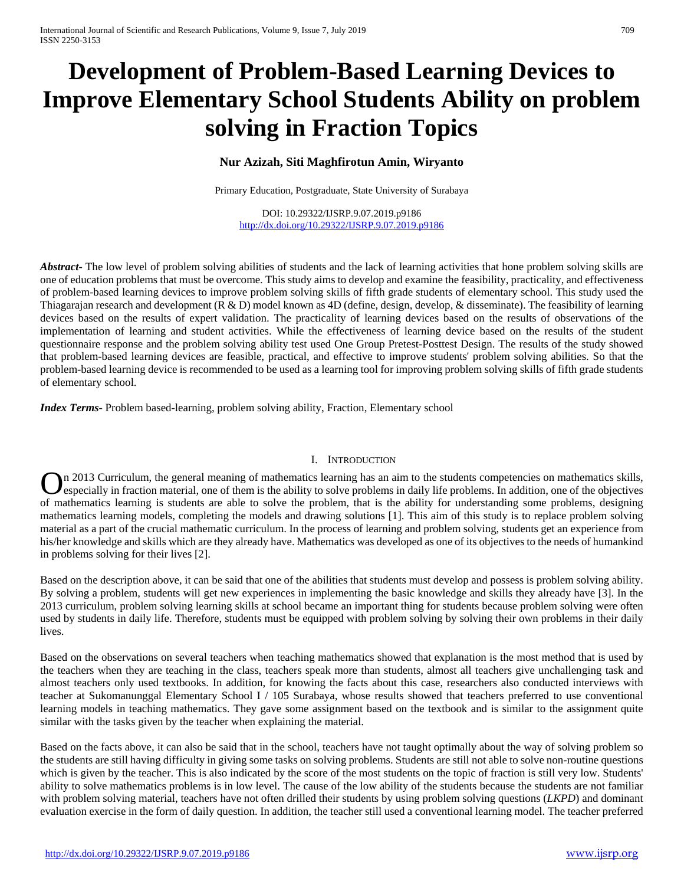# Development of Problem-Based Learning Devices to Improve Elementary School Students Ability on problem solving in Fraction Topics

**Nur Azizah, Siti Maghfirotun Amin, Wiryanto**

Primary Education, Postgraduate, State University of Surabaya

DOI: 10.29322/IJSRP.9.07.2019.p9186
http://dx.doi.org/10.29322/IJSRP.9.07.2019.p9186

***Abstract***- The low level of problem solving abilities of students and the lack of learning activities that hone problem solving skills are one of education problems that must be overcome. This study aims to develop and examine the feasibility, practicality, and effectiveness of problem-based learning devices to improve problem solving skills of fifth grade students of elementary school. This study used the Thiagarajan research and development (R & D) model known as 4D (define, design, develop, & disseminate). The feasibility of learning devices based on the results of expert validation. The practicality of learning devices based on the results of observations of the implementation of learning and student activities. While the effectiveness of learning device based on the results of the student questionnaire response and the problem solving ability test used One Group Pretest-Posttest Design. The results of the study showed that problem-based learning devices are feasible, practical, and effective to improve students' problem solving abilities. So that the problem-based learning device is recommended to be used as a learning tool for improving problem solving skills of fifth grade students of elementary school.

***Index Terms***- Problem based-learning, problem solving ability, Fraction, Elementary school

## I. Introduction

On 2013 Curriculum, the general meaning of mathematics learning has an aim to the students competencies on mathematics skills, especially in fraction material, one of them is the ability to solve problems in daily life problems. In addition, one of the objectives of mathematics learning is students are able to solve the problem, that is the ability for understanding some problems, designing mathematics learning models, completing the models and drawing solutions [1]. This aim of this study is to replace problem solving material as a part of the crucial mathematic curriculum. In the process of learning and problem solving, students get an experience from his/her knowledge and skills which are they already have. Mathematics was developed as one of its objectives to the needs of humankind in problems solving for their lives [2].

Based on the description above, it can be said that one of the abilities that students must develop and possess is problem solving ability. By solving a problem, students will get new experiences in implementing the basic knowledge and skills they already have [3]. In the 2013 curriculum, problem solving learning skills at school became an important thing for students because problem solving were often used by students in daily life. Therefore, students must be equipped with problem solving by solving their own problems in their daily lives.

Based on the observations on several teachers when teaching mathematics showed that explanation is the most method that is used by the teachers when they are teaching in the class, teachers speak more than students, almost all teachers give unchallenging task and almost teachers only used textbooks. In addition, for knowing the facts about this case, researchers also conducted interviews with teacher at Sukomanunggal Elementary School I / 105 Surabaya, whose results showed that teachers preferred to use conventional learning models in teaching mathematics. They gave some assignment based on the textbook and is similar to the assignment quite similar with the tasks given by the teacher when explaining the material.

Based on the facts above, it can also be said that in the school, teachers have not taught optimally about the way of solving problem so the students are still having difficulty in giving some tasks on solving problems. Students are still not able to solve non-routine questions which is given by the teacher. This is also indicated by the score of the most students on the topic of fraction is still very low. Students' ability to solve mathematics problems is in low level. The cause of the low ability of the students because the students are not familiar with problem solving material, teachers have not often drilled their students by using problem solving questions (*LKPD*) and dominant evaluation exercise in the form of daily question. In addition, the teacher still used a conventional learning model. The teacher preferred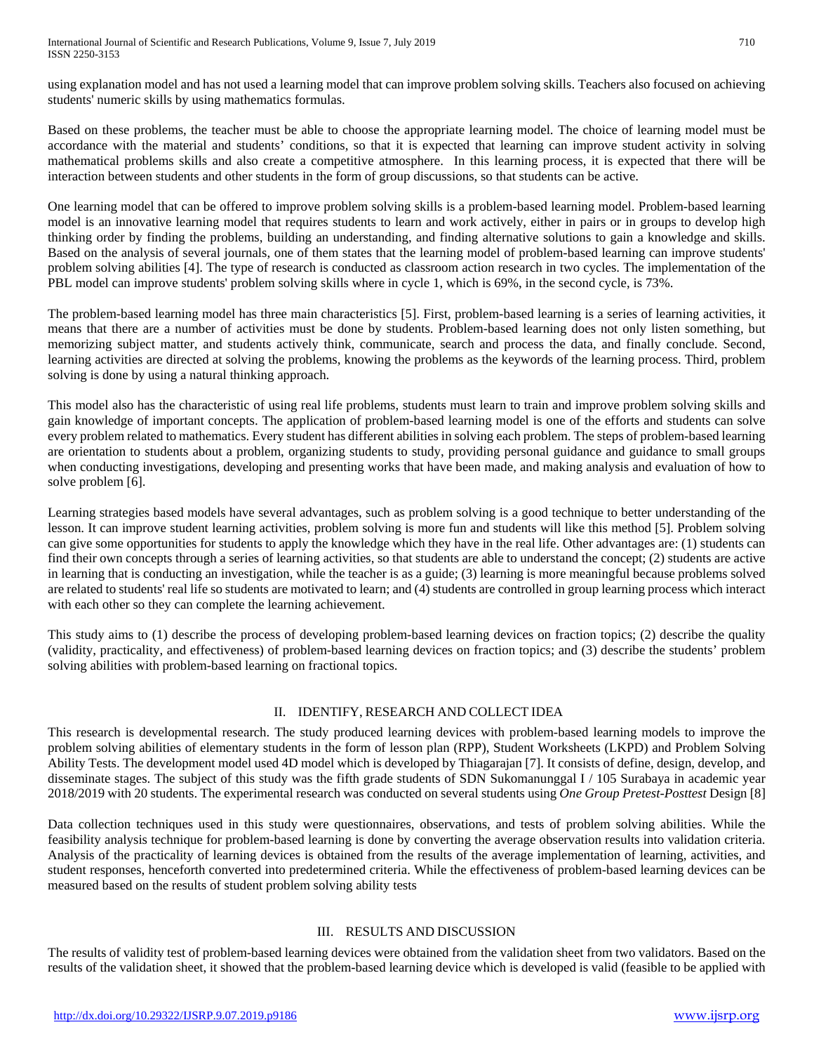using explanation model and has not used a learning model that can improve problem solving skills. Teachers also focused on achieving students' numeric skills by using mathematics formulas.

Based on these problems, the teacher must be able to choose the appropriate learning model. The choice of learning model must be accordance with the material and students' conditions, so that it is expected that learning can improve student activity in solving mathematical problems skills and also create a competitive atmosphere. In this learning process, it is expected that there will be interaction between students and other students in the form of group discussions, so that students can be active.

One learning model that can be offered to improve problem solving skills is a problem-based learning model. Problem-based learning model is an innovative learning model that requires students to learn and work actively, either in pairs or in groups to develop high thinking order by finding the problems, building an understanding, and finding alternative solutions to gain a knowledge and skills. Based on the analysis of several journals, one of them states that the learning model of problem-based learning can improve students' problem solving abilities [4]. The type of research is conducted as classroom action research in two cycles. The implementation of the PBL model can improve students' problem solving skills where in cycle 1, which is 69%, in the second cycle, is 73%.

The problem-based learning model has three main characteristics [5]. First, problem-based learning is a series of learning activities, it means that there are a number of activities must be done by students. Problem-based learning does not only listen something, but memorizing subject matter, and students actively think, communicate, search and process the data, and finally conclude. Second, learning activities are directed at solving the problems, knowing the problems as the keywords of the learning process. Third, problem solving is done by using a natural thinking approach.

This model also has the characteristic of using real life problems, students must learn to train and improve problem solving skills and gain knowledge of important concepts. The application of problem-based learning model is one of the efforts and students can solve every problem related to mathematics. Every student has different abilities in solving each problem. The steps of problem-based learning are orientation to students about a problem, organizing students to study, providing personal guidance and guidance to small groups when conducting investigations, developing and presenting works that have been made, and making analysis and evaluation of how to solve problem [6].

Learning strategies based models have several advantages, such as problem solving is a good technique to better understanding of the lesson. It can improve student learning activities, problem solving is more fun and students will like this method [5]. Problem solving can give some opportunities for students to apply the knowledge which they have in the real life. Other advantages are: (1) students can find their own concepts through a series of learning activities, so that students are able to understand the concept; (2) students are active in learning that is conducting an investigation, while the teacher is as a guide; (3) learning is more meaningful because problems solved are related to students' real life so students are motivated to learn; and (4) students are controlled in group learning process which interact with each other so they can complete the learning achievement.

This study aims to (1) describe the process of developing problem-based learning devices on fraction topics; (2) describe the quality (validity, practicality, and effectiveness) of problem-based learning devices on fraction topics; and (3) describe the students' problem solving abilities with problem-based learning on fractional topics.

## II. IDENTIFY, RESEARCH AND COLLECT IDEA

This research is developmental research. The study produced learning devices with problem-based learning models to improve the problem solving abilities of elementary students in the form of lesson plan (RPP), Student Worksheets (LKPD) and Problem Solving Ability Tests. The development model used 4D model which is developed by Thiagarajan [7]. It consists of define, design, develop, and disseminate stages. The subject of this study was the fifth grade students of SDN Sukomanunggal I / 105 Surabaya in academic year 2018/2019 with 20 students. The experimental research was conducted on several students using *One Group Pretest-Posttest* Design [8]

Data collection techniques used in this study were questionnaires, observations, and tests of problem solving abilities. While the feasibility analysis technique for problem-based learning is done by converting the average observation results into validation criteria. Analysis of the practicality of learning devices is obtained from the results of the average implementation of learning, activities, and student responses, henceforth converted into predetermined criteria. While the effectiveness of problem-based learning devices can be measured based on the results of student problem solving ability tests

## III. RESULTS AND DISCUSSION

The results of validity test of problem-based learning devices were obtained from the validation sheet from two validators. Based on the results of the validation sheet, it showed that the problem-based learning device which is developed is valid (feasible to be applied with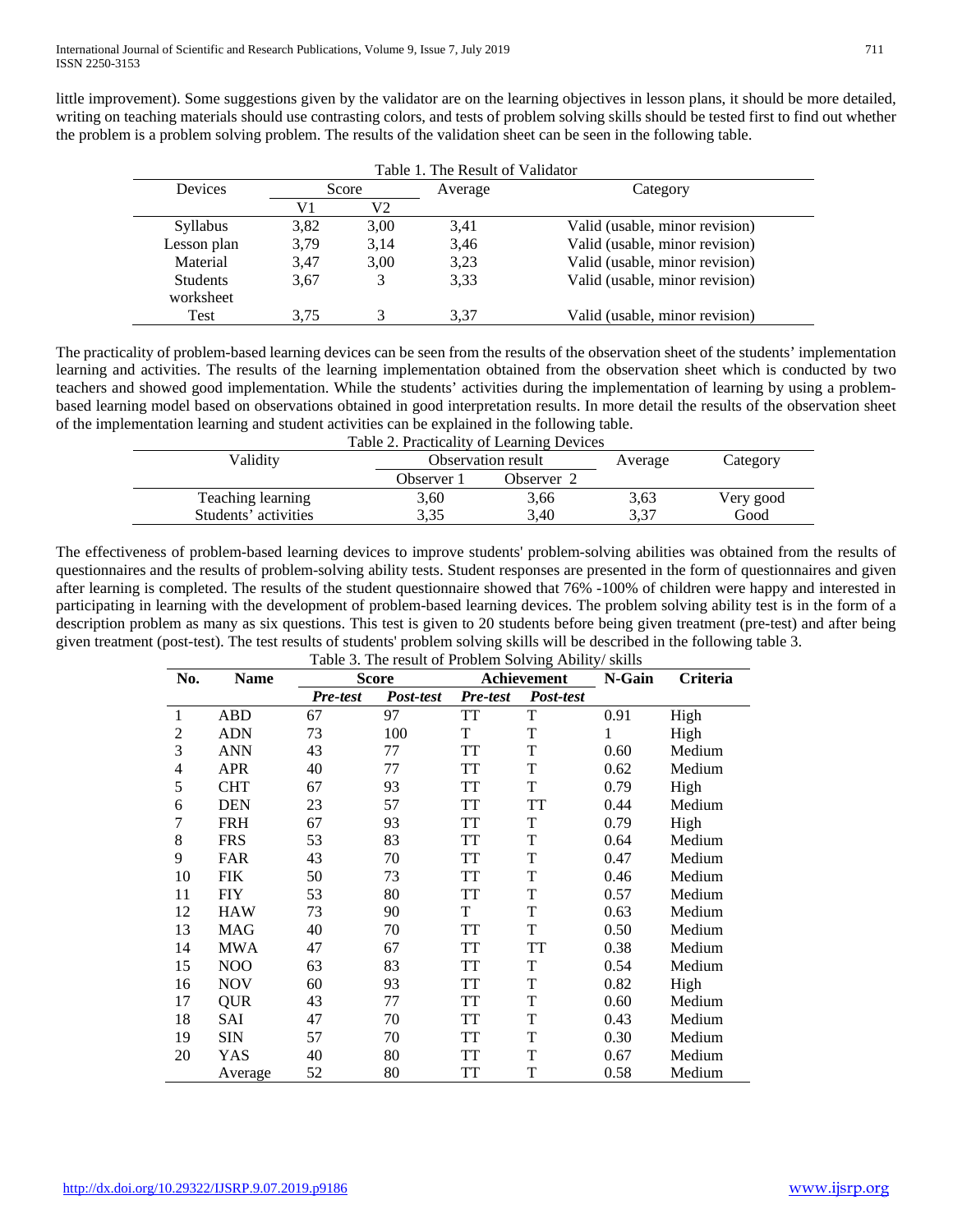little improvement). Some suggestions given by the validator are on the learning objectives in lesson plans, it should be more detailed, writing on teaching materials should use contrasting colors, and tests of problem solving skills should be tested first to find out whether the problem is a problem solving problem. The results of the validation sheet can be seen in the following table.

Table 1. The Result of Validator

| Devices | Score | | Average | Category |
|---|---|---|---|---|
| | V1 | V2 | | |
| Syllabus | 3,82 | 3,00 | 3,41 | Valid (usable, minor revision) |
| Lesson plan | 3,79 | 3,14 | 3,46 | Valid (usable, minor revision) |
| Material | 3,47 | 3,00 | 3,23 | Valid (usable, minor revision) |
| Students worksheet | 3,67 | 3 | 3,33 | Valid (usable, minor revision) |
| Test | 3,75 | 3 | 3,37 | Valid (usable, minor revision) |

The practicality of problem-based learning devices can be seen from the results of the observation sheet of the students' implementation learning and activities. The results of the learning implementation obtained from the observation sheet which is conducted by two teachers and showed good implementation. While the students' activities during the implementation of learning by using a problem-based learning model based on observations obtained in good interpretation results. In more detail the results of the observation sheet of the implementation learning and student activities can be explained in the following table.

Table 2. Practicality of Learning Devices

| Validity | Observation result | | Average | Category |
|---|---|---|---|---|
| | Observer 1 | Observer 2 | | |
| Teaching learning | 3,60 | 3,66 | 3,63 | Very good |
| Students' activities | 3,35 | 3,40 | 3,37 | Good |

The effectiveness of problem-based learning devices to improve students' problem-solving abilities was obtained from the results of questionnaires and the results of problem-solving ability tests. Student responses are presented in the form of questionnaires and given after learning is completed. The results of the student questionnaire showed that 76% -100% of children were happy and interested in participating in learning with the development of problem-based learning devices. The problem solving ability test is in the form of a description problem as many as six questions. This test is given to 20 students before being given treatment (pre-test) and after being given treatment (post-test). The test results of students' problem solving skills will be described in the following table 3.

Table 3. The result of Problem Solving Ability/ skills

| **No.** | **Name** | **Score** | | **Achievement** | | **N-Gain** | **Criteria** |
|---|---|---|---|---|---|---|---|
| | | ***Pre-test*** | ***Post-test*** | ***Pre-test*** | ***Post-test*** | | |
| 1 | ABD | 67 | 97 | TT | T | 0.91 | High |
| 2 | ADN | 73 | 100 | T | T | 1 | High |
| 3 | ANN | 43 | 77 | TT | T | 0.60 | Medium |
| 4 | APR | 40 | 77 | TT | T | 0.62 | Medium |
| 5 | CHT | 67 | 93 | TT | T | 0.79 | High |
| 6 | DEN | 23 | 57 | TT | TT | 0.44 | Medium |
| 7 | FRH | 67 | 93 | TT | T | 0.79 | High |
| 8 | FRS | 53 | 83 | TT | T | 0.64 | Medium |
| 9 | FAR | 43 | 70 | TT | T | 0.47 | Medium |
| 10 | FIK | 50 | 73 | TT | T | 0.46 | Medium |
| 11 | FIY | 53 | 80 | TT | T | 0.57 | Medium |
| 12 | HAW | 73 | 90 | T | T | 0.63 | Medium |
| 13 | MAG | 40 | 70 | TT | T | 0.50 | Medium |
| 14 | MWA | 47 | 67 | TT | TT | 0.38 | Medium |
| 15 | NOO | 63 | 83 | TT | T | 0.54 | Medium |
| 16 | NOV | 60 | 93 | TT | T | 0.82 | High |
| 17 | QUR | 43 | 77 | TT | T | 0.60 | Medium |
| 18 | SAI | 47 | 70 | TT | T | 0.43 | Medium |
| 19 | SIN | 57 | 70 | TT | T | 0.30 | Medium |
| 20 | YAS | 40 | 80 | TT | T | 0.67 | Medium |
| | Average | 52 | 80 | TT | T | 0.58 | Medium |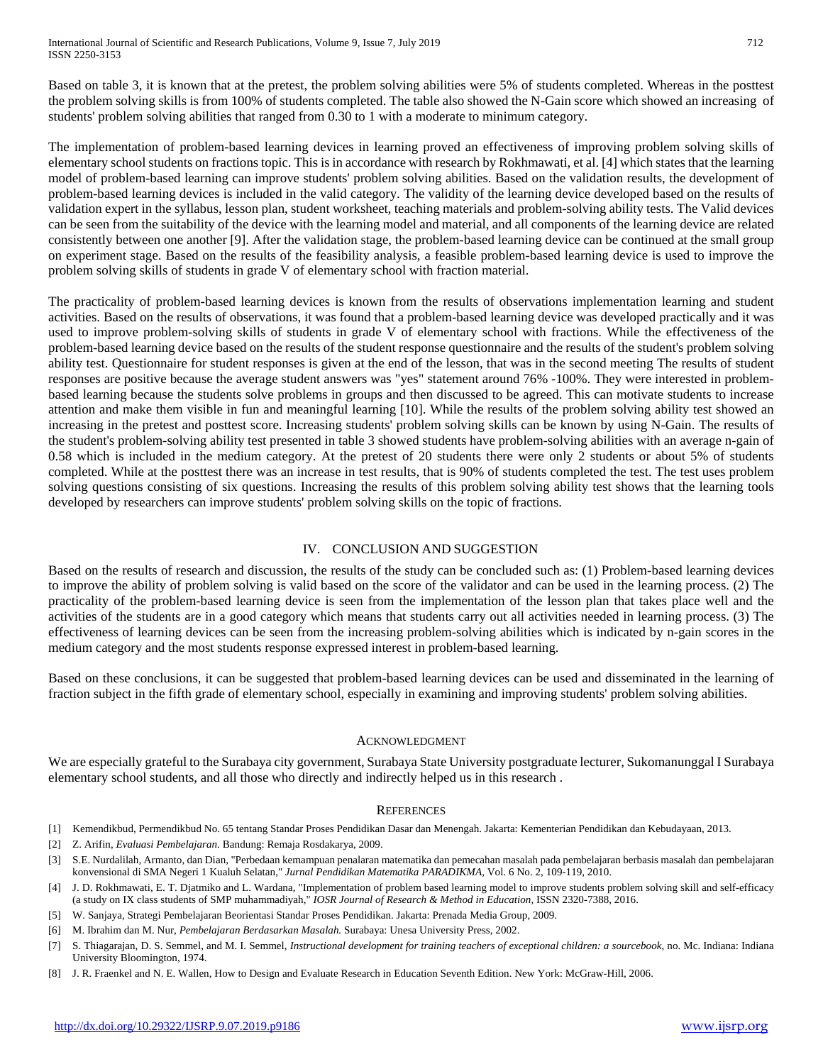Based on table 3, it is known that at the pretest, the problem solving abilities were 5% of students completed. Whereas in the posttest the problem solving skills is from 100% of students completed. The table also showed the N-Gain score which showed an increasing of students' problem solving abilities that ranged from 0.30 to 1 with a moderate to minimum category.

The implementation of problem-based learning devices in learning proved an effectiveness of improving problem solving skills of elementary school students on fractions topic. This is in accordance with research by Rokhmawati, et al. [4] which states that the learning model of problem-based learning can improve students' problem solving abilities. Based on the validation results, the development of problem-based learning devices is included in the valid category. The validity of the learning device developed based on the results of validation expert in the syllabus, lesson plan, student worksheet, teaching materials and problem-solving ability tests. The Valid devices can be seen from the suitability of the device with the learning model and material, and all components of the learning device are related consistently between one another [9]. After the validation stage, the problem-based learning device can be continued at the small group on experiment stage. Based on the results of the feasibility analysis, a feasible problem-based learning device is used to improve the problem solving skills of students in grade V of elementary school with fraction material.

The practicality of problem-based learning devices is known from the results of observations implementation learning and student activities. Based on the results of observations, it was found that a problem-based learning device was developed practically and it was used to improve problem-solving skills of students in grade V of elementary school with fractions. While the effectiveness of the problem-based learning device based on the results of the student response questionnaire and the results of the student's problem solving ability test. Questionnaire for student responses is given at the end of the lesson, that was in the second meeting The results of student responses are positive because the average student answers was "yes" statement around 76% -100%. They were interested in problem-based learning because the students solve problems in groups and then discussed to be agreed. This can motivate students to increase attention and make them visible in fun and meaningful learning [10]. While the results of the problem solving ability test showed an increasing in the pretest and posttest score. Increasing students' problem solving skills can be known by using N-Gain. The results of the student's problem-solving ability test presented in table 3 showed students have problem-solving abilities with an average n-gain of 0.58 which is included in the medium category. At the pretest of 20 students there were only 2 students or about 5% of students completed. While at the posttest there was an increase in test results, that is 90% of students completed the test. The test uses problem solving questions consisting of six questions. Increasing the results of this problem solving ability test shows that the learning tools developed by researchers can improve students' problem solving skills on the topic of fractions.

## IV. Conclusion and Suggestion

Based on the results of research and discussion, the results of the study can be concluded such as: (1) Problem-based learning devices to improve the ability of problem solving is valid based on the score of the validator and can be used in the learning process. (2) The practicality of the problem-based learning device is seen from the implementation of the lesson plan that takes place well and the activities of the students are in a good category which means that students carry out all activities needed in learning process. (3) The effectiveness of learning devices can be seen from the increasing problem-solving abilities which is indicated by n-gain scores in the medium category and the most students response expressed interest in problem-based learning.

Based on these conclusions, it can be suggested that problem-based learning devices can be used and disseminated in the learning of fraction subject in the fifth grade of elementary school, especially in examining and improving students' problem solving abilities.

## Acknowledgment

We are especially grateful to the Surabaya city government, Surabaya State University postgraduate lecturer, Sukomanunggal I Surabaya elementary school students, and all those who directly and indirectly helped us in this research .

## References

[1] Kemendikbud, Permendikbud No. 65 tentang Standar Proses Pendidikan Dasar dan Menengah. Jakarta: Kementerian Pendidikan dan Kebudayaan, 2013.

[2] Z. Arifin, *Evaluasi Pembelajaran.* Bandung: Remaja Rosdakarya, 2009.

[3] S.E. Nurdalilah, Armanto, dan Dian, "Perbedaan kemampuan penalaran matematika dan pemecahan masalah pada pembelajaran berbasis masalah dan pembelajaran konvensional di SMA Negeri 1 Kualuh Selatan," *Jurnal Pendidikan Matematika PARADIKMA*, Vol. 6 No. 2, 109-119, 2010.

[4] J. D. Rokhmawati, E. T. Djatmiko and L. Wardana, "Implementation of problem based learning model to improve students problem solving skill and self-efficacy (a study on IX class students of SMP muhammadiyah," *IOSR Journal of Research & Method in Education*, ISSN 2320-7388, 2016.

[5] W. Sanjaya, Strategi Pembelajaran Beorientasi Standar Proses Pendidikan. Jakarta: Prenada Media Group, 2009.

[6] M. Ibrahim dan M. Nur, *Pembelajaran Berdasarkan Masalah.* Surabaya: Unesa University Press, 2002.

[7] S. Thiagarajan, D. S. Semmel, and M. I. Semmel, *Instructional development for training teachers of exceptional children: a sourcebook*, no. Mc. Indiana: Indiana University Bloomington, 1974.

[8] J. R. Fraenkel and N. E. Wallen, How to Design and Evaluate Research in Education Seventh Edition. New York: McGraw-Hill, 2006.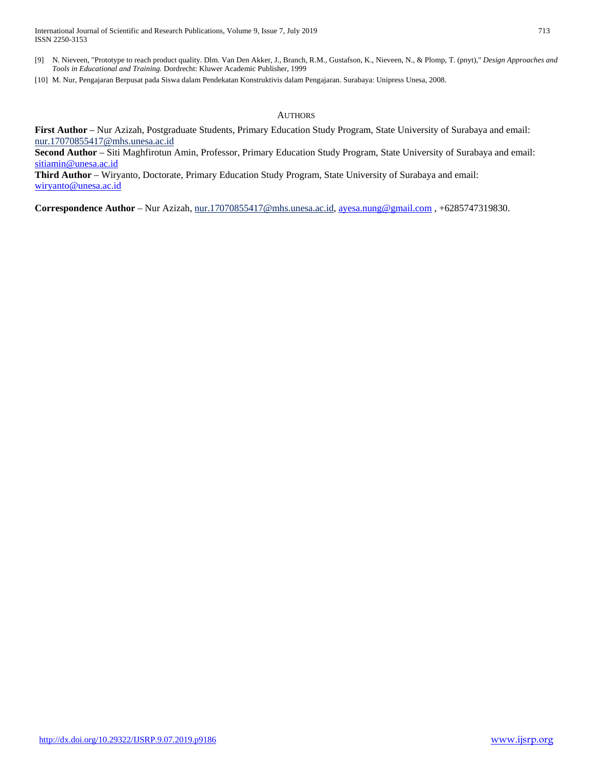[9] N. Nieveen, "Prototype to reach product quality. Dlm. Van Den Akker, J., Branch, R.M., Gustafson, K., Nieveen, N., & Plomp, T. (pnyt)," *Design Approaches and Tools in Educational and Training.* Dordrecht: Kluwer Academic Publisher, 1999

[10] M. Nur, Pengajaran Berpusat pada Siswa dalam Pendekatan Konstruktivis dalam Pengajaran. Surabaya: Unipress Unesa, 2008.

## AUTHORS

**First Author** – Nur Azizah, Postgraduate Students, Primary Education Study Program, State University of Surabaya and email: nur.17070855417@mhs.unesa.ac.id

**Second Author** – Siti Maghfirotun Amin, Professor, Primary Education Study Program, State University of Surabaya and email: sitiamin@unesa.ac.id

**Third Author** – Wiryanto, Doctorate, Primary Education Study Program, State University of Surabaya and email: wiryanto@unesa.ac.id

**Correspondence Author** – Nur Azizah, nur.17070855417@mhs.unesa.ac.id, ayesa.nung@gmail.com , +6285747319830.